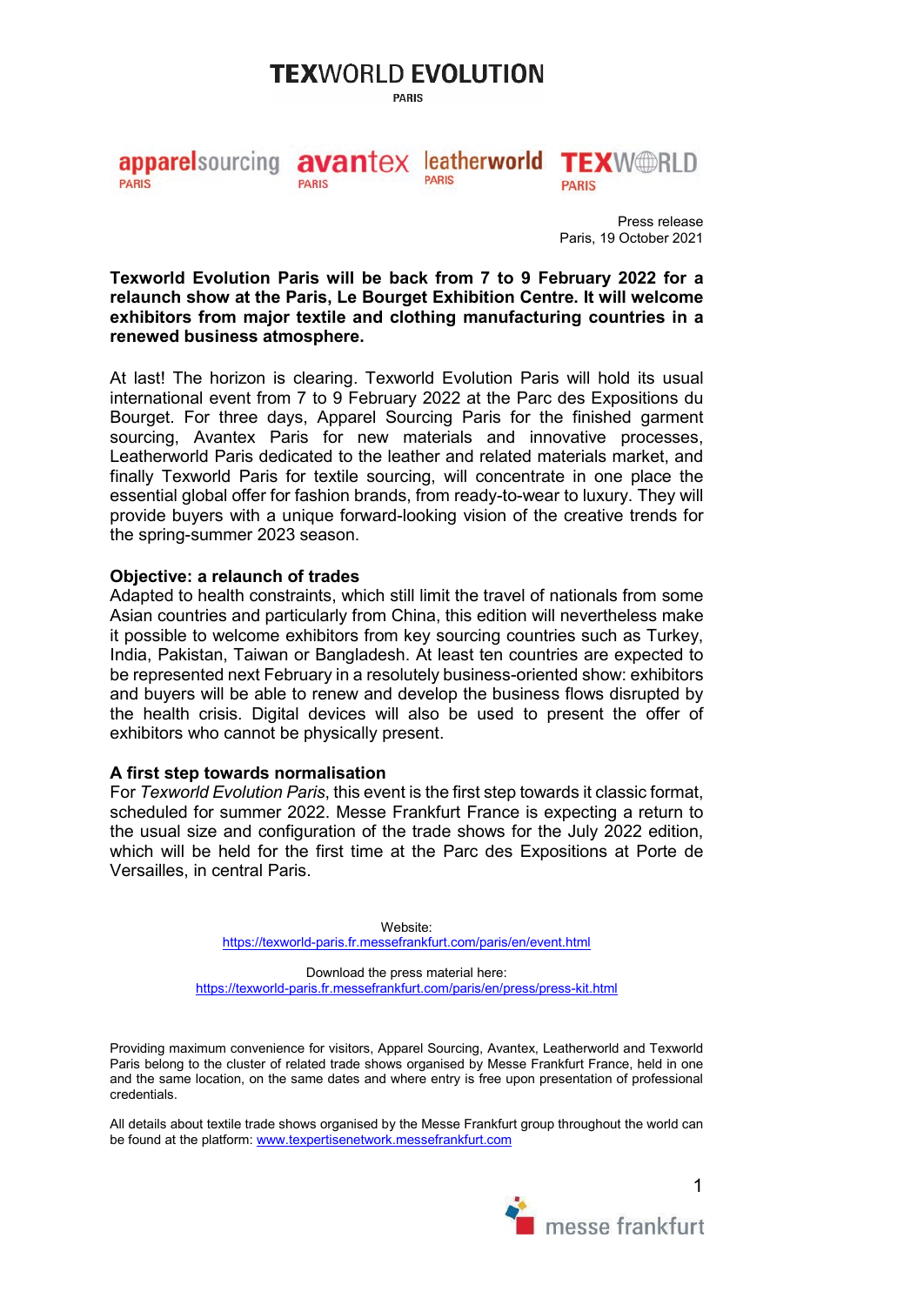# TEXWORLD EVOLUTION

PARIS

apparelsourcing PARIS | avantex PARIS | leatherworld PARIS | TEXWORLD PARIS

Press release
Paris, 19 October 2021

**Texworld Evolution Paris will be back from 7 to 9 February 2022 for a relaunch show at the Paris, Le Bourget Exhibition Centre. It will welcome exhibitors from major textile and clothing manufacturing countries in a renewed business atmosphere.**

At last! The horizon is clearing. Texworld Evolution Paris will hold its usual international event from 7 to 9 February 2022 at the Parc des Expositions du Bourget. For three days, Apparel Sourcing Paris for the finished garment sourcing, Avantex Paris for new materials and innovative processes, Leatherworld Paris dedicated to the leather and related materials market, and finally Texworld Paris for textile sourcing, will concentrate in one place the essential global offer for fashion brands, from ready-to-wear to luxury. They will provide buyers with a unique forward-looking vision of the creative trends for the spring-summer 2023 season.

## Objective: a relaunch of trades

Adapted to health constraints, which still limit the travel of nationals from some Asian countries and particularly from China, this edition will nevertheless make it possible to welcome exhibitors from key sourcing countries such as Turkey, India, Pakistan, Taiwan or Bangladesh. At least ten countries are expected to be represented next February in a resolutely business-oriented show: exhibitors and buyers will be able to renew and develop the business flows disrupted by the health crisis. Digital devices will also be used to present the offer of exhibitors who cannot be physically present.

## A first step towards normalisation

For *Texworld Evolution Paris*, this event is the first step towards it classic format, scheduled for summer 2022. Messe Frankfurt France is expecting a return to the usual size and configuration of the trade shows for the July 2022 edition, which will be held for the first time at the Parc des Expositions at Porte de Versailles, in central Paris.

Website:
https://texworld-paris.fr.messefrankfurt.com/paris/en/event.html

Download the press material here:
https://texworld-paris.fr.messefrankfurt.com/paris/en/press/press-kit.html

Providing maximum convenience for visitors, Apparel Sourcing, Avantex, Leatherworld and Texworld Paris belong to the cluster of related trade shows organised by Messe Frankfurt France, held in one and the same location, on the same dates and where entry is free upon presentation of professional credentials.

All details about textile trade shows organised by the Messe Frankfurt group throughout the world can be found at the platform: www.texpertisenetwork.messefrankfurt.com

messe frankfurt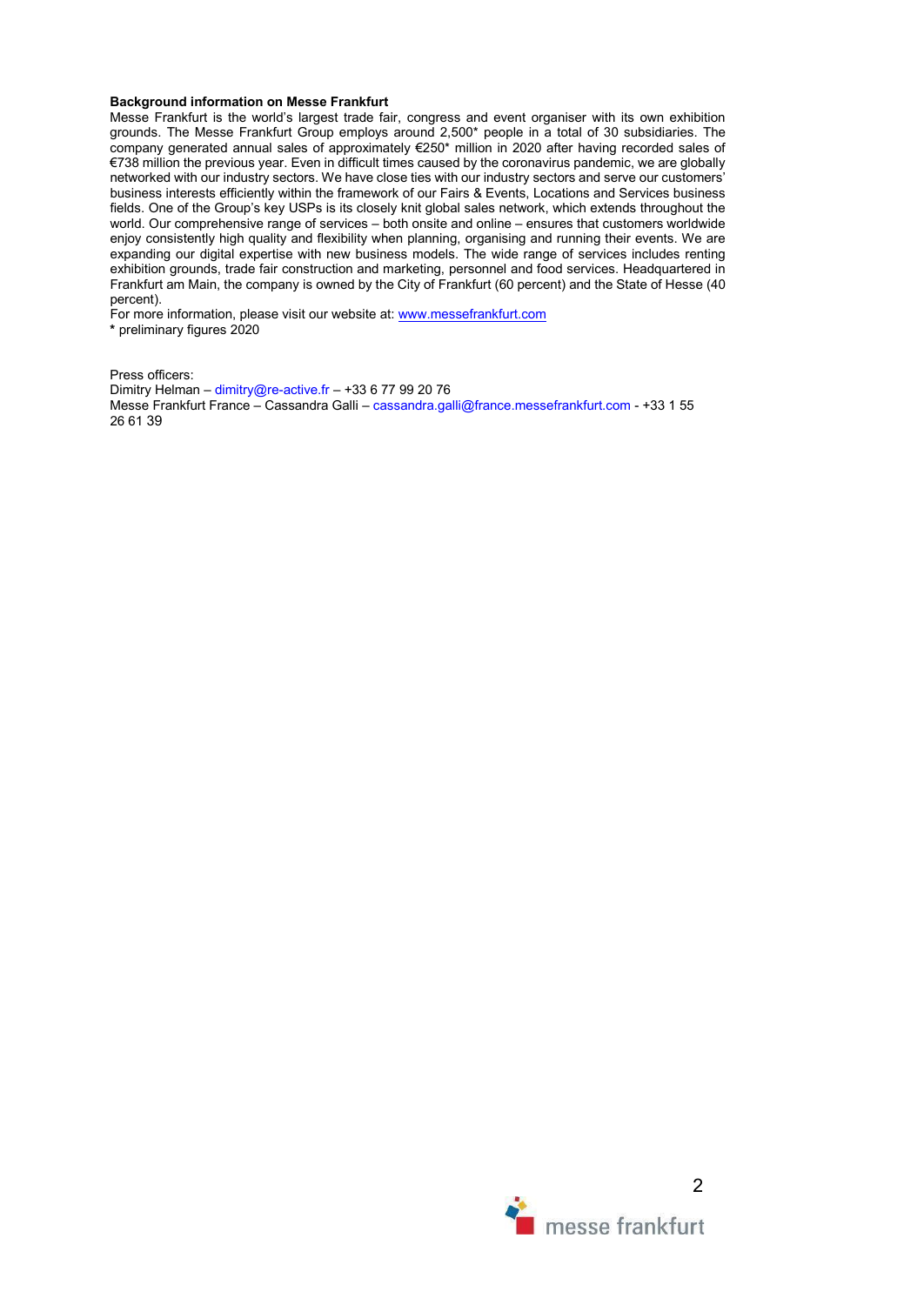**Background information on Messe Frankfurt**

Messe Frankfurt is the world's largest trade fair, congress and event organiser with its own exhibition grounds. The Messe Frankfurt Group employs around 2,500* people in a total of 30 subsidiaries. The company generated annual sales of approximately €250* million in 2020 after having recorded sales of €738 million the previous year. Even in difficult times caused by the coronavirus pandemic, we are globally networked with our industry sectors. We have close ties with our industry sectors and serve our customers' business interests efficiently within the framework of our Fairs & Events, Locations and Services business fields. One of the Group's key USPs is its closely knit global sales network, which extends throughout the world. Our comprehensive range of services – both onsite and online – ensures that customers worldwide enjoy consistently high quality and flexibility when planning, organising and running their events. We are expanding our digital expertise with new business models. The wide range of services includes renting exhibition grounds, trade fair construction and marketing, personnel and food services. Headquartered in Frankfurt am Main, the company is owned by the City of Frankfurt (60 percent) and the State of Hesse (40 percent).

For more information, please visit our website at: www.messefrankfurt.com

**\*** preliminary figures 2020

Press officers:

Dimitry Helman – dimitry@re-active.fr – +33 6 77 99 20 76

Messe Frankfurt France – Cassandra Galli – cassandra.galli@france.messefrankfurt.com - +33 1 55 26 61 39